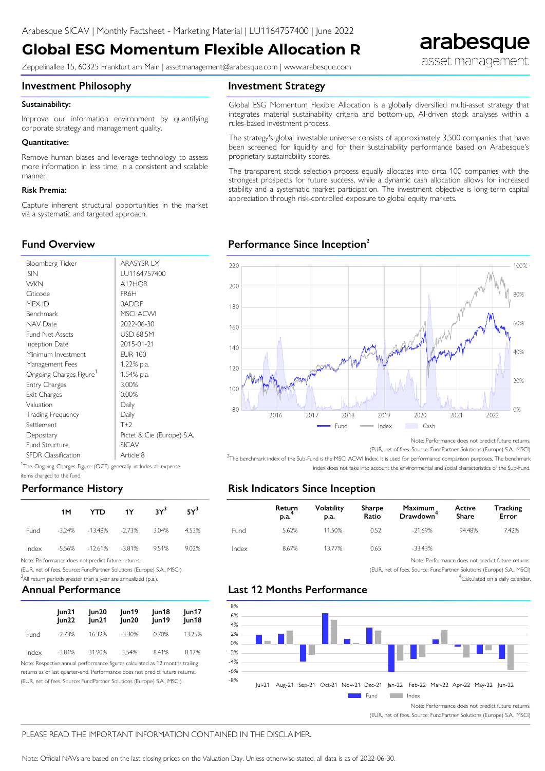Arabesque SICAV | Monthly Factsheet - Marketing Material | LU1164757400 | June 2022

# Global ESG Momentum Flexible Allocation R

Zeppelinallee 15, 60325 Frankfurt am Main | assetmanagement@arabesque.com | www.arabesque.com

arabesque asset management

## Investment Philosophy

**Sustainability:**

Improve our information environment by quantifying corporate strategy and management quality.

**Quantitative:**

Remove human biases and leverage technology to assess more information in less time, in a consistent and scalable manner.

**Risk Premia:**

Capture inherent structural opportunities in the market via a systematic and targeted approach.

## Investment Strategy

Global ESG Momentum Flexible Allocation is a globally diversified multi-asset strategy that integrates material sustainability criteria and bottom-up, AI-driven stock analyses within a rules-based investment process.

The strategy's global investable universe consists of approximately 3,500 companies that have been screened for liquidity and for their sustainability performance based on Arabesque's proprietary sustainability scores.

The transparent stock selection process equally allocates into circa 100 companies with the strongest prospects for future success, while a dynamic cash allocation allows for increased stability and a systematic market participation. The investment objective is long-term capital appreciation through risk-controlled exposure to global equity markets.

## Fund Overview

| | |
|---|---|
| Bloomberg Ticker | ARASYSR LX |
| ISIN | LU1164757400 |
| WKN | A12HQR |
| Citicode | FR6H |
| MEX ID | 0ADDF |
| Benchmark | MSCI ACWI |
| NAV Date | 2022-06-30 |
| Fund Net Assets | USD 68.5M |
| Inception Date | 2015-01-21 |
| Minimum Investment | EUR 100 |
| Management Fees | 1.22% p.a. |
| Ongoing Charges Figure[1] | 1.54% p.a. |
| Entry Charges | 3.00% |
| Exit Charges | 0.00% |
| Valuation | Daily |
| Trading Frequency | Daily |
| Settlement | T+2 |
| Depositary | Pictet & Cie (Europe) S.A. |
| Fund Structure | SICAV |
| SFDR Classification | Article 8 |

[1]The Ongoing Charges Figure (OCF) generally includes all expense items charged to the fund.

## Performance Since Inception[2]

Legend: Fund, Index, Cash

Note: Performance does not predict future returns.

(EUR, net of fees. Source: FundPartner Solutions (Europe) S.A., MSCI)

[2]The benchmark index of the Sub-Fund is the MSCI ACWI Index. It is used for performance comparison purposes. The benchmark index does not take into account the environmental and social characteristics of the Sub-Fund.

## Performance History

| | 1M | YTD | 1Y | 3Y[3] | 5Y[3] |
|---|---|---|---|---|---|
| Fund | -3.24% | -13.48% | -2.73% | 3.04% | 4.53% |
| Index | -5.56% | -12.61% | -3.81% | 9.51% | 9.02% |

Note: Performance does not predict future returns.

(EUR, net of fees. Source: FundPartner Solutions (Europe) S.A., MSCI)

[3]All return periods greater than a year are annualized (p.a.).

## Risk Indicators Since Inception

| | Return p.a.[4] | Volatility p.a. | Sharpe Ratio | Maximum Drawdown[4] | Active Share | Tracking Error |
|---|---|---|---|---|---|---|
| Fund | 5.62% | 11.50% | 0.52 | -21.69% | 94.48% | 7.42% |
| Index | 8.67% | 13.77% | 0.65 | -33.43% | | |

Note: Performance does not predict future returns.

(EUR, net of fees. Source: FundPartner Solutions (Europe) S.A., MSCI)

[4]Calculated on a daily calendar.

## Annual Performance

| | Jun21 Jun22 | Jun20 Jun21 | Jun19 Jun20 | Jun18 Jun19 | Jun17 Jun18 |
|---|---|---|---|---|---|
| Fund | -2.73% | 16.32% | -3.30% | 0.70% | 13.25% |
| Index | -3.81% | 31.90% | 3.54% | 8.41% | 8.17% |

Note: Respective annual performance figures calculated as 12 months trailing returns as of last quarter-end. Performance does not predict future returns.

(EUR, net of fees. Source: FundPartner Solutions (Europe) S.A., MSCI)

## Last 12 Months Performance

Legend: Fund, Index

Note: Performance does not predict future returns.

(EUR, net of fees. Source: FundPartner Solutions (Europe) S.A., MSCI)

PLEASE READ THE IMPORTANT INFORMATION CONTAINED IN THE DISCLAIMER.

Note: Official NAVs are based on the last closing prices on the Valuation Day. Unless otherwise stated, all data is as of 2022-06-30.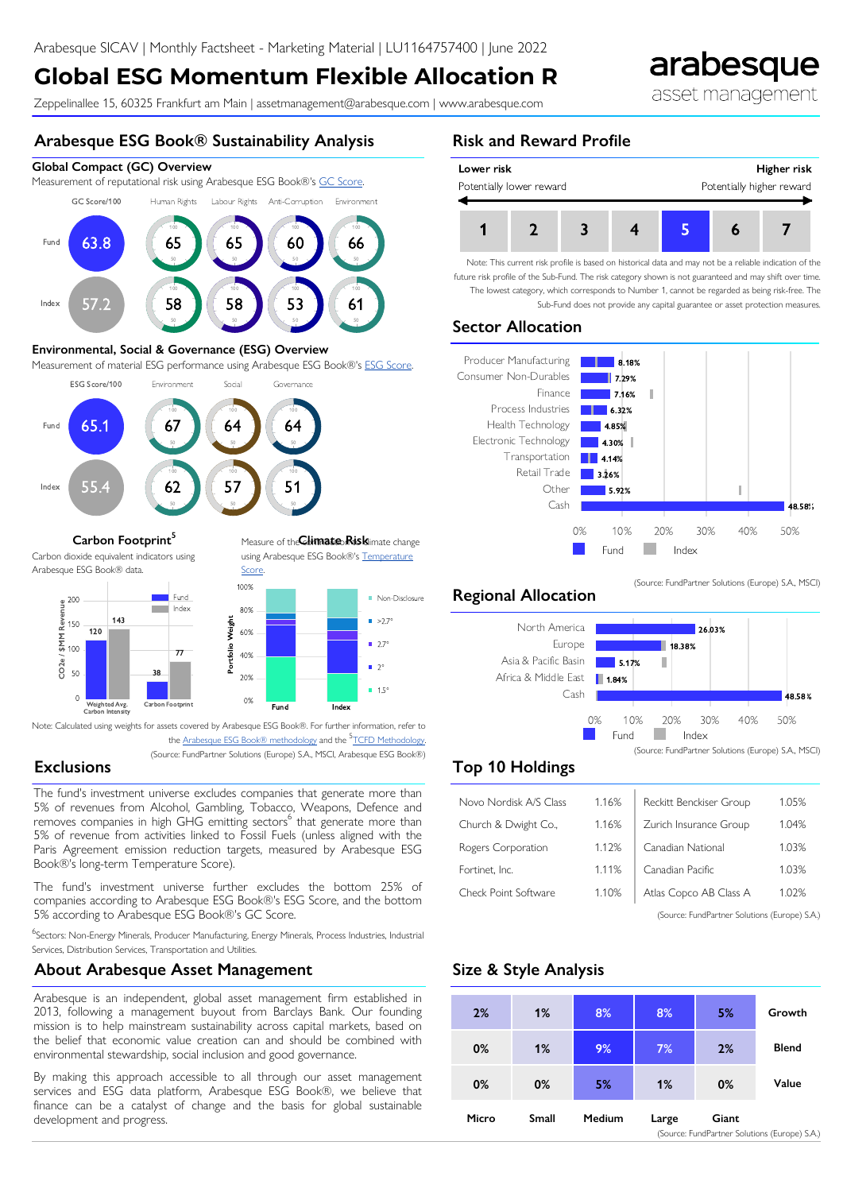Arabesque SICAV | Monthly Factsheet - Marketing Material | LU1164757400 | June 2022

# Global ESG Momentum Flexible Allocation R

Zeppelinallee 15, 60325 Frankfurt am Main | assetmanagement@arabesque.com | www.arabesque.com

## Arabesque ESG Book® Sustainability Analysis

### Global Compact (GC) Overview

Measurement of reputational risk using Arabesque ESG Book®'s GC Score.

| | GC Score/100 | Human Rights | Labour Rights | Anti-Corruption | Environment |
|---|---|---|---|---|---|
| Fund | 63.8 | 65 | 65 | 60 | 66 |
| Index | 57.2 | 58 | 58 | 53 | 61 |

### Environmental, Social & Governance (ESG) Overview

Measurement of material ESG performance using Arabesque ESG Book®'s ESG Score.

| | ESG Score/100 | Environment | Social | Governance |
|---|---|---|---|---|
| Fund | 65.1 | 67 | 64 | 64 |
| Index | 55.4 | 62 | 57 | 51 |

### Carbon Footprint[5]

Carbon dioxide equivalent indicators using Arabesque ESG Book® data.

| $CO_2e$ / $MM Revenue | Fund | Index |
|---|---|---|
| Weighted Avg. Carbon Intensity | 120 | 143 |
| Carbon Footprint | 38 | 77 |

### Climate Risk

Measure of the alignment to climate change using Arabesque ESG Book®'s Temperature Score.

Portfolio Weight by category: Non-Disclosure, >2.7°, 2.7°, 2°, 1.5° (Fund, Index)

Note: Calculated using weights for assets covered by Arabesque ESG Book®. For further information, refer to the Arabesque ESG Book® methodology and the [5]TCFD Methodology.

(Source: FundPartner Solutions (Europe) S.A., MSCI, Arabesque ESG Book®)

## Exclusions

The fund's investment universe excludes companies that generate more than 5% of revenues from Alcohol, Gambling, Tobacco, Weapons, Defence and removes companies in high GHG emitting sectors[6] that generate more than 5% of revenue from activities linked to Fossil Fuels (unless aligned with the Paris Agreement emission reduction targets, measured by Arabesque ESG Book®'s long-term Temperature Score).

The fund's investment universe further excludes the bottom 25% of companies according to Arabesque ESG Book®'s ESG Score, and the bottom 5% according to Arabesque ESG Book®'s GC Score.

[6]Sectors: Non-Energy Minerals, Producer Manufacturing, Energy Minerals, Process Industries, Industrial Services, Distribution Services, Transportation and Utilities.

## About Arabesque Asset Management

Arabesque is an independent, global asset management firm established in 2013, following a management buyout from Barclays Bank. Our founding mission is to help mainstream sustainability across capital markets, based on the belief that economic value creation can and should be combined with environmental stewardship, social inclusion and good governance.

By making this approach accessible to all through our asset management services and ESG data platform, Arabesque ESG Book®, we believe that finance can be a catalyst of change and the basis for global sustainable development and progress.

## Risk and Reward Profile

Lower risk — Potentially lower reward ... Higher risk — Potentially higher reward

| 1 | 2 | 3 | 4 | **5** | 6 | 7 |
|---|---|---|---|---|---|---|

Note: This current risk profile is based on historical data and may not be a reliable indication of the future risk profile of the Sub-Fund. The risk category shown is not guaranteed and may shift over time. The lowest category, which corresponds to Number 1, cannot be regarded as being risk-free. The Sub-Fund does not provide any capital guarantee or asset protection measures.

## Sector Allocation

| Sector | Fund |
|---|---|
| Producer Manufacturing | 8.18% |
| Consumer Non-Durables | 7.29% |
| Finance | 7.16% |
| Process Industries | 6.32% |
| Health Technology | 4.85% |
| Electronic Technology | 4.30% |
| Transportation | 4.14% |
| Retail Trade | 3.26% |
| Other | 5.92% |
| Cash | 48.58% |

(Source: FundPartner Solutions (Europe) S.A., MSCI)

## Regional Allocation

| Region | Fund |
|---|---|
| North America | 26.03% |
| Europe | 18.38% |
| Asia & Pacific Basin | 5.17% |
| Africa & Middle East | 1.84% |
| Cash | 48.58% |

(Source: FundPartner Solutions (Europe) S.A., MSCI)

## Top 10 Holdings

| Holding | Weight | Holding | Weight |
|---|---|---|---|
| Novo Nordisk A/S Class | 1.16% | Reckitt Benckiser Group | 1.05% |
| Church & Dwight Co., | 1.16% | Zurich Insurance Group | 1.04% |
| Rogers Corporation | 1.12% | Canadian National | 1.03% |
| Fortinet, Inc. | 1.11% | Canadian Pacific | 1.03% |
| Check Point Software | 1.10% | Atlas Copco AB Class A | 1.02% |

(Source: FundPartner Solutions (Europe) S.A.)

## Size & Style Analysis

| | Micro | Small | Medium | Large | Giant |
|---|---|---|---|---|---|
| Growth | 2% | 1% | 8% | 8% | 5% |
| Blend | 0% | 1% | 9% | 7% | 2% |
| Value | 0% | 0% | 5% | 1% | 0% |

(Source: FundPartner Solutions (Europe) S.A.)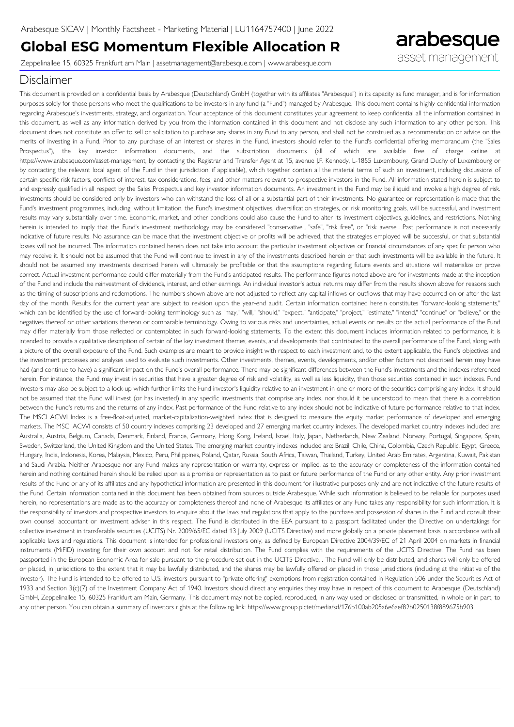# Global ESG Momentum Flexible Allocation R

Zeppelinallee 15, 60325 Frankfurt am Main | assetmanagement@arabesque.com | www.arabesque.com

## Disclaimer

This document is provided on a confidential basis by Arabesque (Deutschland) GmbH (together with its affiliates "Arabesque") in its capacity as fund manager, and is for information purposes solely for those persons who meet the qualifications to be investors in any fund (a "Fund") managed by Arabesque. This document contains highly confidential information regarding Arabesque's investments, strategy, and organization. Your acceptance of this document constitutes your agreement to keep confidential all the information contained in this document, as well as any information derived by you from the information contained in this document and not disclose any such information to any other person. This document does not constitute an offer to sell or solicitation to purchase any shares in any Fund to any person, and shall not be construed as a recommendation or advice on the merits of investing in a Fund. Prior to any purchase of an interest or shares in the Fund, investors should refer to the Fund's confidential offering memorandum (the "Sales Prospectus"), the key investor information documents, and the subscription documents (all of which are available free of charge online at https://www.arabesque.com/asset-management, by contacting the Registrar and Transfer Agent at 15, avenue J.F. Kennedy, L-1855 Luxembourg, Grand Duchy of Luxembourg or by contacting the relevant local agent of the Fund in their jurisdiction, if applicable), which together contain all the material terms of such an investment, including discussions of certain specific risk factors, conflicts of interest, tax considerations, fees, and other matters relevant to prospective investors in the Fund. All information stated herein is subject to and expressly qualified in all respect by the Sales Prospectus and key investor information documents. An investment in the Fund may be illiquid and involve a high degree of risk. Investments should be considered only by investors who can withstand the loss of all or a substantial part of their investments. No guarantee or representation is made that the Fund's investment programmes, including, without limitation, the Fund's investment objectives, diversification strategies, or risk monitoring goals, will be successful, and investment results may vary substantially over time. Economic, market, and other conditions could also cause the Fund to alter its investment objectives, guidelines, and restrictions. Nothing herein is intended to imply that the Fund's investment methodology may be considered "conservative", "safe", "risk free", or "risk averse". Past performance is not necessarily indicative of future results. No assurance can be made that the investment objective or profits will be achieved, that the strategies employed will be successful, or that substantial losses will not be incurred. The information contained herein does not take into account the particular investment objectives or financial circumstances of any specific person who may receive it. It should not be assumed that the Fund will continue to invest in any of the investments described herein or that such investments will be available in the future. It should not be assumed any investments described herein will ultimately be profitable or that the assumptions regarding future events and situations will materialize or prove correct. Actual investment performance could differ materially from the Fund's anticipated results. The performance figures noted above are for investments made at the inception of the Fund and include the reinvestment of dividends, interest, and other earnings. An individual investor's actual returns may differ from the results shown above for reasons such as the timing of subscriptions and redemptions. The numbers shown above are not adjusted to reflect any capital inflows or outflows that may have occurred on or after the last day of the month. Results for the current year are subject to revision upon the year-end audit. Certain information contained herein constitutes "forward-looking statements," which can be identified by the use of forward-looking terminology such as "may," "will," "should," "expect," "anticipate," "project," "estimate," "intend," "continue" or "believe," or the negatives thereof or other variations thereon or comparable terminology. Owing to various risks and uncertainties, actual events or results or the actual performance of the Fund may differ materially from those reflected or contemplated in such forward-looking statements. To the extent this document includes information related to performance, it is intended to provide a qualitative description of certain of the key investment themes, events, and developments that contributed to the overall performance of the Fund, along with a picture of the overall exposure of the Fund. Such examples are meant to provide insight with respect to each investment and, to the extent applicable, the Fund's objectives and the investment processes and analyses used to evaluate such investments. Other investments, themes, events, developments, and/or other factors not described herein may have had (and continue to have) a significant impact on the Fund's overall performance. There may be significant differences between the Fund's investments and the indexes referenced herein. For instance, the Fund may invest in securities that have a greater degree of risk and volatility, as well as less liquidity, than those securities contained in such indexes. Fund investors may also be subject to a lock-up which further limits the Fund investor's liquidity relative to an investment in one or more of the securities comprising any index. It should not be assumed that the Fund will invest (or has invested) in any specific investments that comprise any index, nor should it be understood to mean that there is a correlation between the Fund's returns and the returns of any index. Past performance of the Fund relative to any index should not be indicative of future performance relative to that index. The MSCI ACWI Index is a free-float-adjusted, market-capitalization-weighted index that is designed to measure the equity market performance of developed and emerging markets. The MSCI ACWI consists of 50 country indexes comprising 23 developed and 27 emerging market country indexes. The developed market country indexes included are: Australia, Austria, Belgium, Canada, Denmark, Finland, France, Germany, Hong Kong, Ireland, Israel, Italy, Japan, Netherlands, New Zealand, Norway, Portugal, Singapore, Spain, Sweden, Switzerland, the United Kingdom and the United States. The emerging market country indexes included are: Brazil, Chile, China, Colombia, Czech Republic, Egypt, Greece, Hungary, India, Indonesia, Korea, Malaysia, Mexico, Peru, Philippines, Poland, Qatar, Russia, South Africa, Taiwan, Thailand, Turkey, United Arab Emirates, Argentina, Kuwait, Pakistan and Saudi Arabia. Neither Arabesque nor any Fund makes any representation or warranty, express or implied, as to the accuracy or completeness of the information contained herein and nothing contained herein should be relied upon as a promise or representation as to past or future performance of the Fund or any other entity. Any prior investment results of the Fund or any of its affiliates and any hypothetical information are presented in this document for illustrative purposes only and are not indicative of the future results of the Fund. Certain information contained in this document has been obtained from sources outside Arabesque. While such information is believed to be reliable for purposes used herein, no representations are made as to the accuracy or completeness thereof and none of Arabesque its affiliates or any Fund takes any responsibility for such information. It is the responsibility of investors and prospective investors to enquire about the laws and regulations that apply to the purchase and possession of shares in the Fund and consult their own counsel, accountant or investment adviser in this respect. The Fund is distributed in the EEA pursuant to a passport facilitated under the Directive on undertakings for collective investment in transferable securities (UCITS) Nr. 2009/65/EC dated 13 July 2009 (UCITS Directive) and more globally on a private placement basis in accordance with all applicable laws and regulations. This document is intended for professional investors only, as defined by European Directive 2004/39/EC of 21 April 2004 on markets in financial instruments (MiFID) investing for their own account and not for retail distribution. The Fund complies with the requirements of the UCITS Directive. The Fund has been passported in the European Economic Area for sale pursuant to the procedure set out in the UCITS Directive. . The Fund will only be distributed, and shares will only be offered or placed, in jurisdictions to the extent that it may be lawfully distributed, and the shares may be lawfully offered or placed in those jurisdictions (including at the initiative of the investor). The Fund is intended to be offered to U.S. investors pursuant to "private offering" exemptions from registration contained in Regulation 506 under the Securities Act of 1933 and Section 3(c)(7) of the Investment Company Act of 1940. Investors should direct any enquiries they may have in respect of this document to Arabesque (Deutschland) GmbH, Zeppelinallee 15, 60325 Frankfurt am Main, Germany. This document may not be copied, reproduced, in any way used or disclosed or transmitted, in whole or in part, to any other person. You can obtain a summary of investors rights at the following link: https://www.group.pictet/media/sd/176b100ab205a6e6aef82b0250138f889675b903.